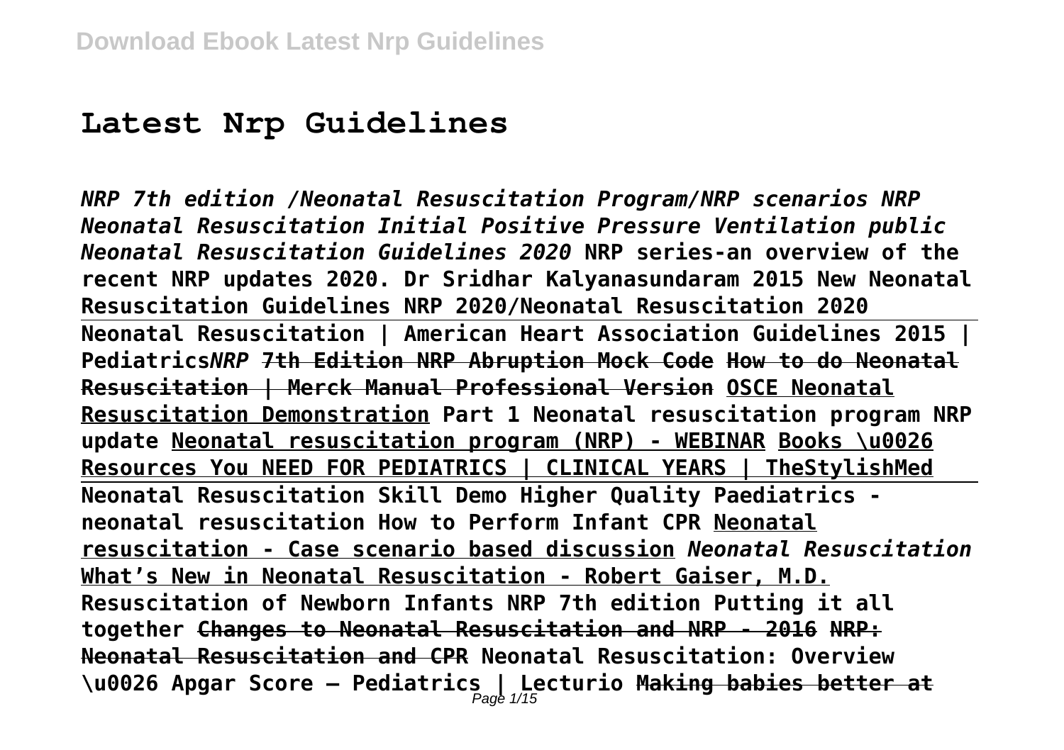# Latest Nrp Guidelines

***NRP 7th edition /Neonatal Resuscitation Program/NRP scenarios NRP Neonatal Resuscitation Initial Positive Pressure Ventilation public Neonatal Resuscitation Guidelines 2020*** **NRP series-an overview of the recent NRP updates 2020. Dr Sridhar Kalyanasundaram 2015 New Neonatal Resuscitation Guidelines NRP 2020/Neonatal Resuscitation 2020**

---

**Neonatal Resuscitation | American Heart Association Guidelines 2015 | Pediatrics*NRP*** **~~7th Edition NRP Abruption Mock Code~~** **~~How to do Neonatal Resuscitation | Merck Manual Professional Version~~** **OSCE Neonatal Resuscitation Demonstration Part 1 Neonatal resuscitation program NRP update Neonatal resuscitation program (NRP) - WEBINAR Books \u0026 Resources You NEED FOR PEDIATRICS | CLINICAL YEARS | TheStylishMed**

---

**Neonatal Resuscitation Skill Demo Higher Quality Paediatrics - neonatal resuscitation How to Perform Infant CPR Neonatal resuscitation - Case scenario based discussion** ***Neonatal Resuscitation*** **What's New in Neonatal Resuscitation - Robert Gaiser, M.D. Resuscitation of Newborn Infants NRP 7th edition Putting it all together** **~~Changes to Neonatal Resuscitation and NRP - 2016~~** **~~NRP: Neonatal Resuscitation and CPR~~** **Neonatal Resuscitation: Overview \u0026 Apgar Score – Pediatrics | Lecturio** **~~Making babies better at~~**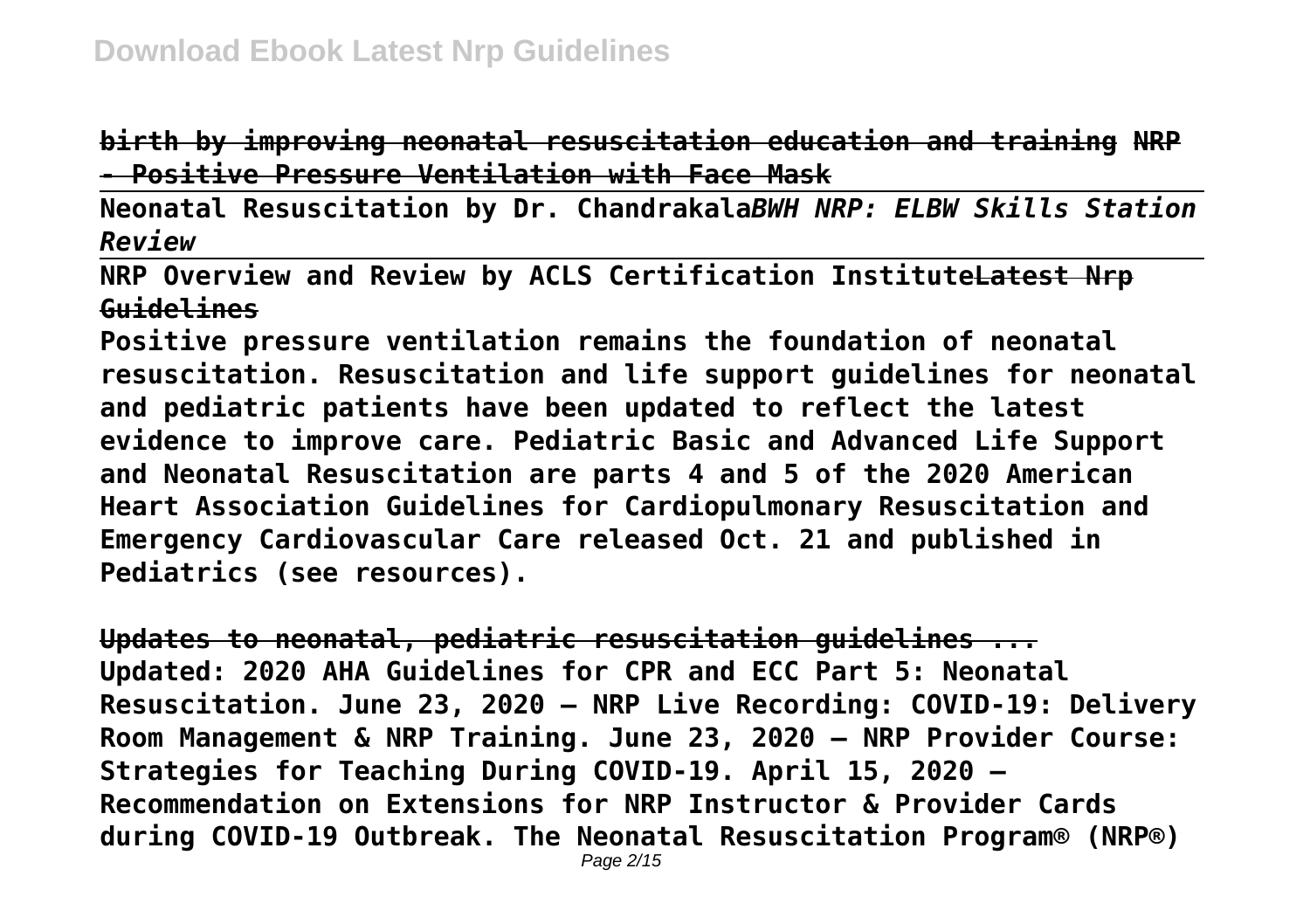**birth by improving neonatal resuscitation education and training NRP - Positive Pressure Ventilation with Face Mask**

**Neonatal Resuscitation by Dr. Chandrakala*BWH NRP: ELBW Skills Station Review***

**NRP Overview and Review by ACLS Certification Institute~~Latest Nrp Guidelines~~**

**Positive pressure ventilation remains the foundation of neonatal resuscitation. Resuscitation and life support guidelines for neonatal and pediatric patients have been updated to reflect the latest evidence to improve care. Pediatric Basic and Advanced Life Support and Neonatal Resuscitation are parts 4 and 5 of the 2020 American Heart Association Guidelines for Cardiopulmonary Resuscitation and Emergency Cardiovascular Care released Oct. 21 and published in Pediatrics (see resources).**

**Updates to neonatal, pediatric resuscitation guidelines ...**
**Updated: 2020 AHA Guidelines for CPR and ECC Part 5: Neonatal Resuscitation. June 23, 2020 – NRP Live Recording: COVID-19: Delivery Room Management & NRP Training. June 23, 2020 – NRP Provider Course: Strategies for Teaching During COVID-19. April 15, 2020 – Recommendation on Extensions for NRP Instructor & Provider Cards during COVID-19 Outbreak. The Neonatal Resuscitation Program® (NRP®)**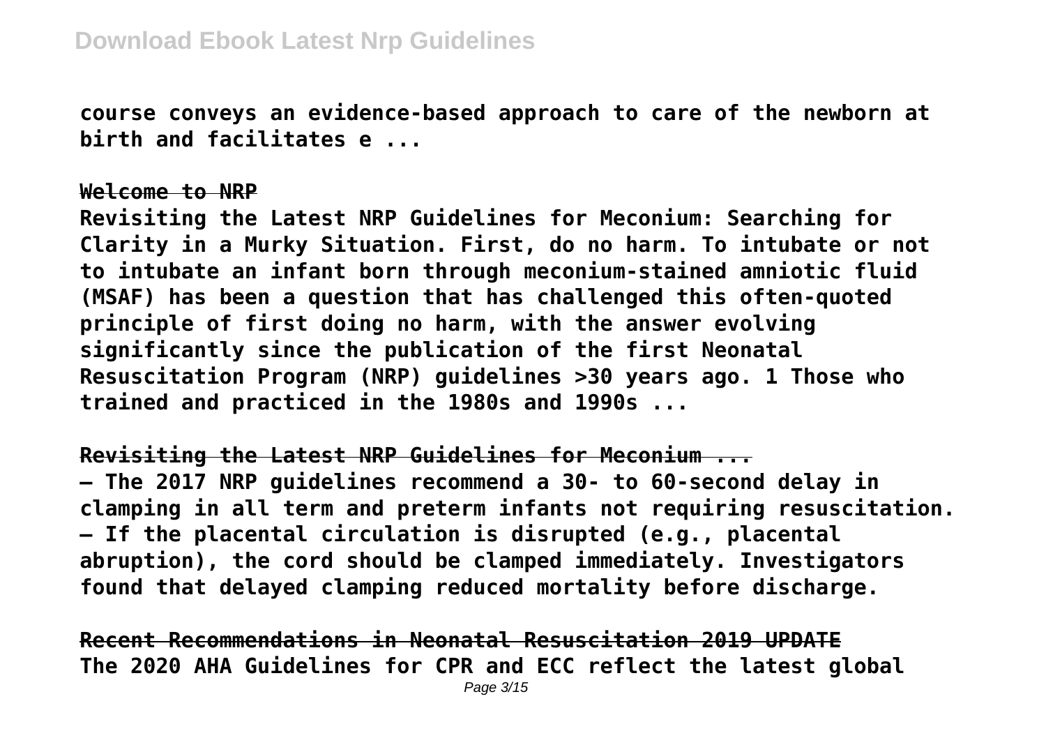course conveys an evidence-based approach to care of the newborn at birth and facilitates e ...

## Welcome to NRP

Revisiting the Latest NRP Guidelines for Meconium: Searching for Clarity in a Murky Situation. First, do no harm. To intubate or not to intubate an infant born through meconium-stained amniotic fluid (MSAF) has been a question that has challenged this often-quoted principle of first doing no harm, with the answer evolving significantly since the publication of the first Neonatal Resuscitation Program (NRP) guidelines >30 years ago. 1 Those who trained and practiced in the 1980s and 1990s ...

## Revisiting the Latest NRP Guidelines for Meconium ...

– The 2017 NRP guidelines recommend a 30- to 60-second delay in clamping in all term and preterm infants not requiring resuscitation. – If the placental circulation is disrupted (e.g., placental abruption), the cord should be clamped immediately. Investigators found that delayed clamping reduced mortality before discharge.

## Recent Recommendations in Neonatal Resuscitation 2019 UPDATE

The 2020 AHA Guidelines for CPR and ECC reflect the latest global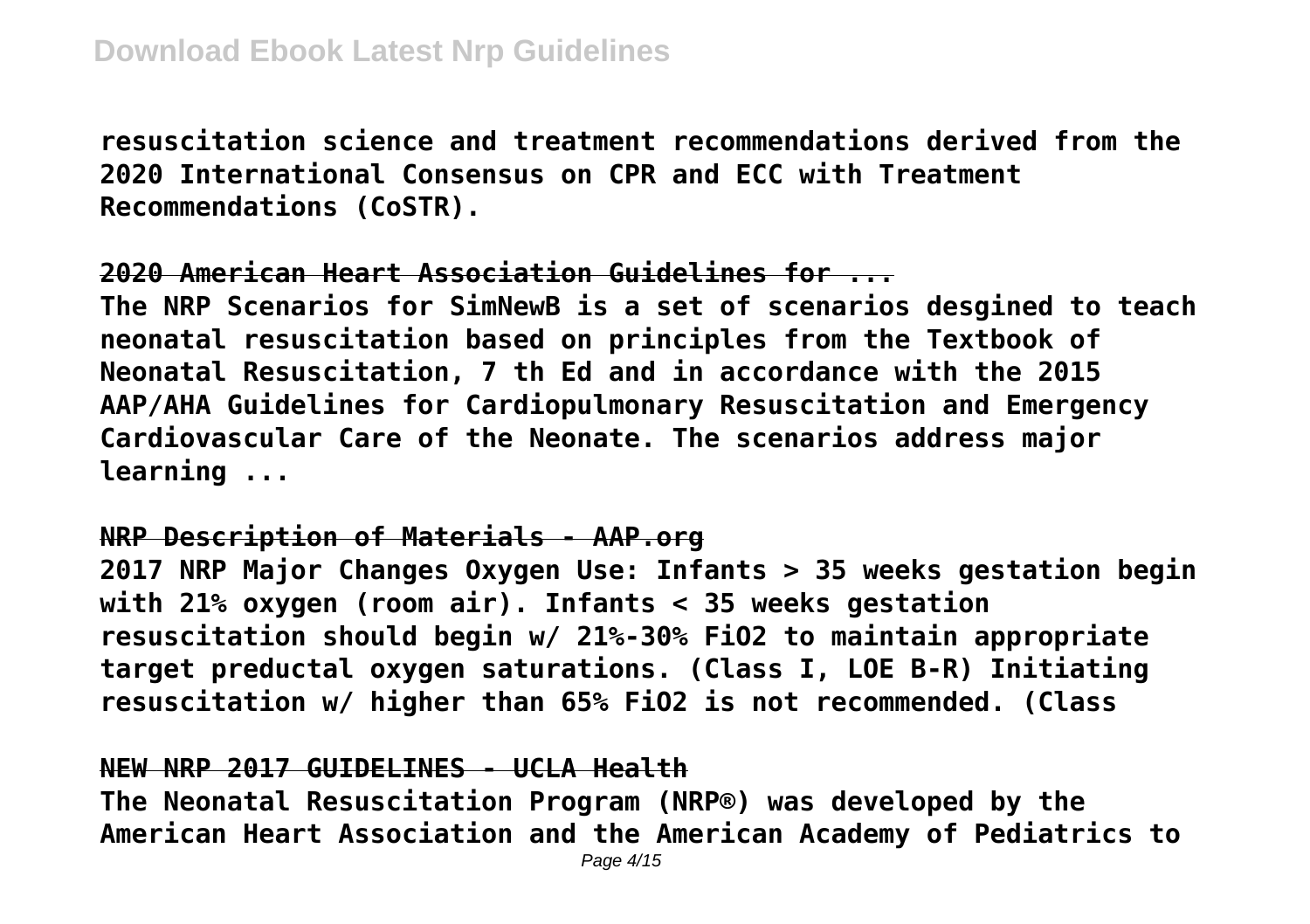**resuscitation science and treatment recommendations derived from the 2020 International Consensus on CPR and ECC with Treatment Recommendations (CoSTR).**

## ~~2020 American Heart Association Guidelines for ...~~

**The NRP Scenarios for SimNewB is a set of scenarios desgined to teach neonatal resuscitation based on principles from the Textbook of Neonatal Resuscitation, 7 th Ed and in accordance with the 2015 AAP/AHA Guidelines for Cardiopulmonary Resuscitation and Emergency Cardiovascular Care of the Neonate. The scenarios address major learning ...**

## ~~NRP Description of Materials - AAP.org~~

**2017 NRP Major Changes Oxygen Use: Infants > 35 weeks gestation begin with 21% oxygen (room air). Infants < 35 weeks gestation resuscitation should begin w/ 21%-30% FiO2 to maintain appropriate target preductal oxygen saturations. (Class I, LOE B-R) Initiating resuscitation w/ higher than 65% FiO2 is not recommended. (Class**

## ~~NEW NRP 2017 GUIDELINES - UCLA Health~~

**The Neonatal Resuscitation Program (NRP®) was developed by the American Heart Association and the American Academy of Pediatrics to**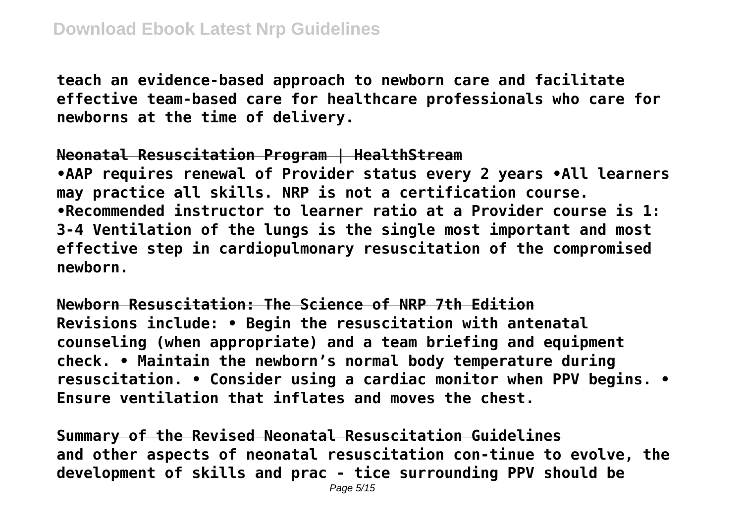teach an evidence-based approach to newborn care and facilitate effective team-based care for healthcare professionals who care for newborns at the time of delivery.

**Neonatal Resuscitation Program | HealthStream**

•AAP requires renewal of Provider status every 2 years •All learners may practice all skills. NRP is not a certification course. •Recommended instructor to learner ratio at a Provider course is 1: 3-4 Ventilation of the lungs is the single most important and most effective step in cardiopulmonary resuscitation of the compromised newborn.

**Newborn Resuscitation: The Science of NRP 7th Edition**

Revisions include: • Begin the resuscitation with antenatal counseling (when appropriate) and a team briefing and equipment check. • Maintain the newborn's normal body temperature during resuscitation. • Consider using a cardiac monitor when PPV begins. • Ensure ventilation that inflates and moves the chest.

**Summary of the Revised Neonatal Resuscitation Guidelines**

and other aspects of neonatal resuscitation con-tinue to evolve, the development of skills and prac - tice surrounding PPV should be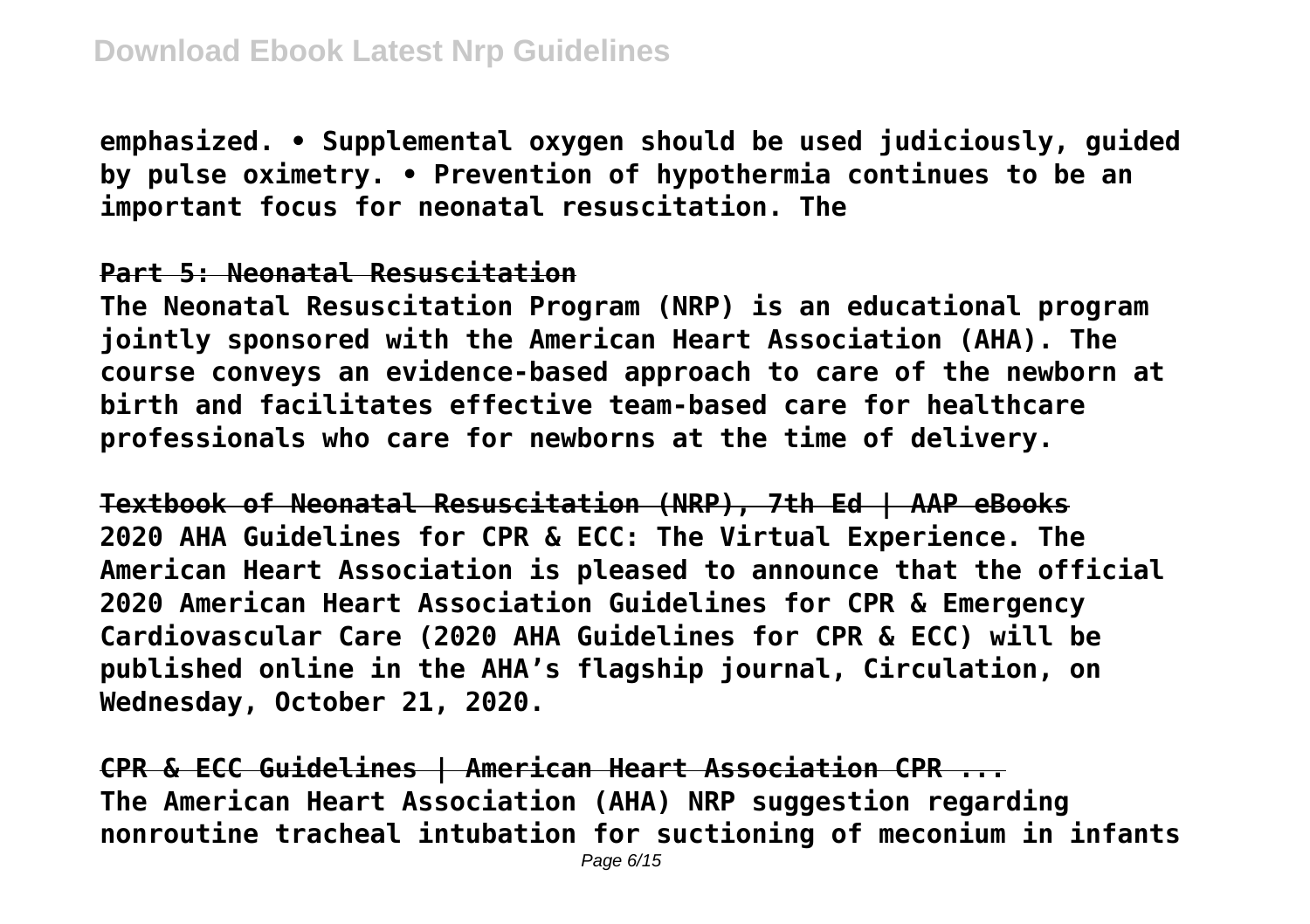**emphasized. • Supplemental oxygen should be used judiciously, guided by pulse oximetry. • Prevention of hypothermia continues to be an important focus for neonatal resuscitation. The**

## Part 5: Neonatal Resuscitation

**The Neonatal Resuscitation Program (NRP) is an educational program jointly sponsored with the American Heart Association (AHA). The course conveys an evidence-based approach to care of the newborn at birth and facilitates effective team-based care for healthcare professionals who care for newborns at the time of delivery.**

## Textbook of Neonatal Resuscitation (NRP), 7th Ed | AAP eBooks

**2020 AHA Guidelines for CPR & ECC: The Virtual Experience. The American Heart Association is pleased to announce that the official 2020 American Heart Association Guidelines for CPR & Emergency Cardiovascular Care (2020 AHA Guidelines for CPR & ECC) will be published online in the AHA's flagship journal, Circulation, on Wednesday, October 21, 2020.**

## CPR & ECC Guidelines | American Heart Association CPR ...

**The American Heart Association (AHA) NRP suggestion regarding nonroutine tracheal intubation for suctioning of meconium in infants**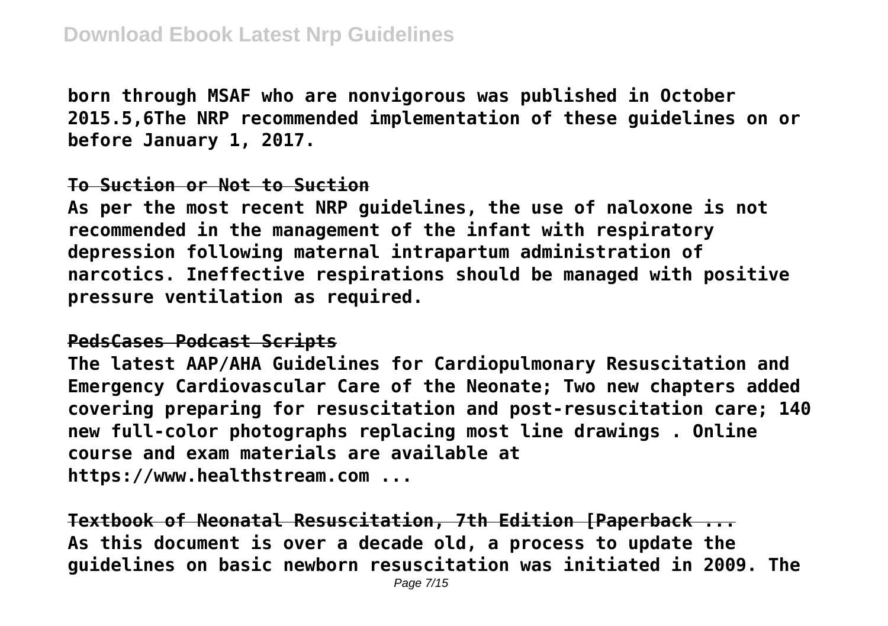born through MSAF who are nonvigorous was published in October 2015.[5,6] The NRP recommended implementation of these guidelines on or before January 1, 2017.

## To Suction or Not to Suction

As per the most recent NRP guidelines, the use of naloxone is not recommended in the management of the infant with respiratory depression following maternal intrapartum administration of narcotics. Ineffective respirations should be managed with positive pressure ventilation as required.

## PedsCases Podcast Scripts

The latest AAP/AHA Guidelines for Cardiopulmonary Resuscitation and Emergency Cardiovascular Care of the Neonate; Two new chapters added covering preparing for resuscitation and post-resuscitation care; 140 new full-color photographs replacing most line drawings . Online course and exam materials are available at https://www.healthstream.com ...

## Textbook of Neonatal Resuscitation, 7th Edition [Paperback ...

As this document is over a decade old, a process to update the guidelines on basic newborn resuscitation was initiated in 2009. The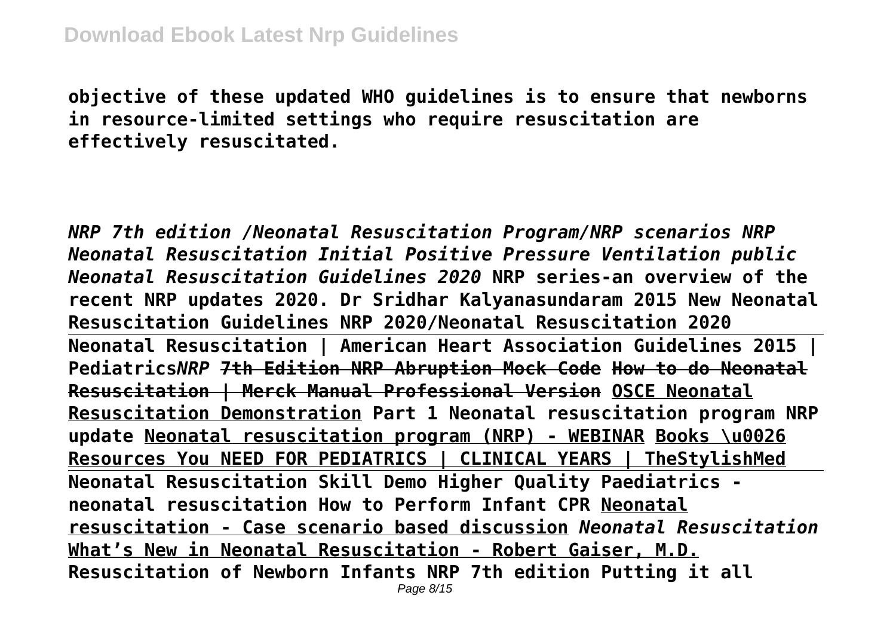**objective of these updated WHO guidelines is to ensure that newborns in resource-limited settings who require resuscitation are effectively resuscitated.**

***NRP 7th edition /Neonatal Resuscitation Program/NRP scenarios NRP Neonatal Resuscitation Initial Positive Pressure Ventilation public Neonatal Resuscitation Guidelines 2020*** **NRP series-an overview of the recent NRP updates 2020. Dr Sridhar Kalyanasundaram 2015 New Neonatal Resuscitation Guidelines NRP 2020/Neonatal Resuscitation 2020**

**Neonatal Resuscitation | American Heart Association Guidelines 2015 | Pediatrics*NRP*** **~~7th Edition NRP Abruption Mock Code How to do Neonatal Resuscitation | Merck Manual Professional Version~~** **OSCE Neonatal Resuscitation Demonstration Part 1 Neonatal resuscitation program NRP update Neonatal resuscitation program (NRP) - WEBINAR Books \u0026 Resources You NEED FOR PEDIATRICS | CLINICAL YEARS | TheStylishMed**

**Neonatal Resuscitation Skill Demo Higher Quality Paediatrics - neonatal resuscitation How to Perform Infant CPR Neonatal resuscitation - Case scenario based discussion** ***Neonatal Resuscitation*** **What's New in Neonatal Resuscitation - Robert Gaiser, M.D. Resuscitation of Newborn Infants NRP 7th edition Putting it all**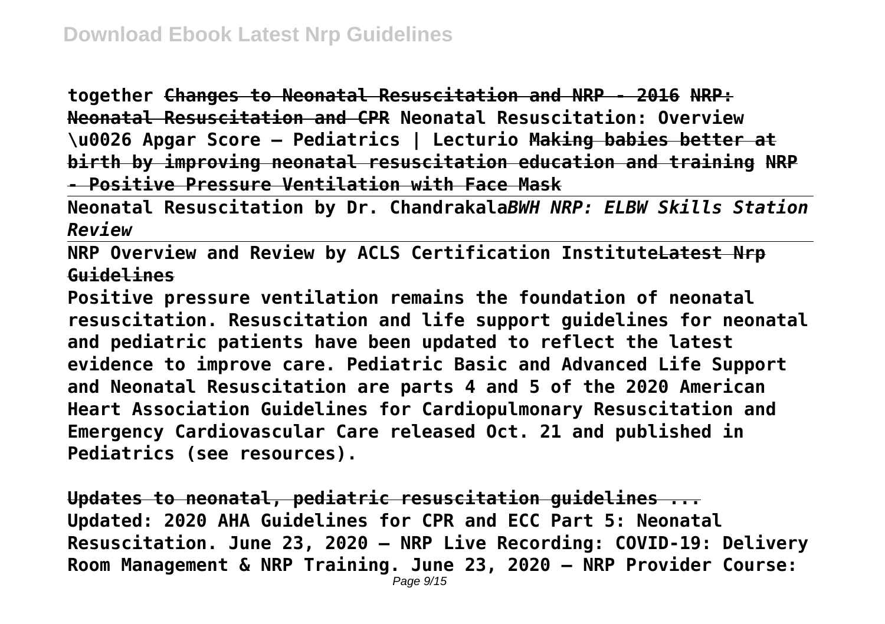**together** **Changes to Neonatal Resuscitation and NRP - 2016** **NRP: Neonatal Resuscitation and CPR** **Neonatal Resuscitation: Overview \u0026 Apgar Score – Pediatrics | Lecturio** **Making babies better at birth by improving neonatal resuscitation education and training** **NRP - Positive Pressure Ventilation with Face Mask**

**Neonatal Resuscitation by Dr. Chandrakala** ***BWH NRP: ELBW Skills Station Review***

**NRP Overview and Review by ACLS Certification Institute** **Latest Nrp Guidelines**

**Positive pressure ventilation remains the foundation of neonatal resuscitation. Resuscitation and life support guidelines for neonatal and pediatric patients have been updated to reflect the latest evidence to improve care. Pediatric Basic and Advanced Life Support and Neonatal Resuscitation are parts 4 and 5 of the 2020 American Heart Association Guidelines for Cardiopulmonary Resuscitation and Emergency Cardiovascular Care released Oct. 21 and published in Pediatrics (see resources).**

**Updates to neonatal, pediatric resuscitation guidelines ...**
**Updated: 2020 AHA Guidelines for CPR and ECC Part 5: Neonatal Resuscitation. June 23, 2020 – NRP Live Recording: COVID-19: Delivery Room Management & NRP Training. June 23, 2020 – NRP Provider Course:**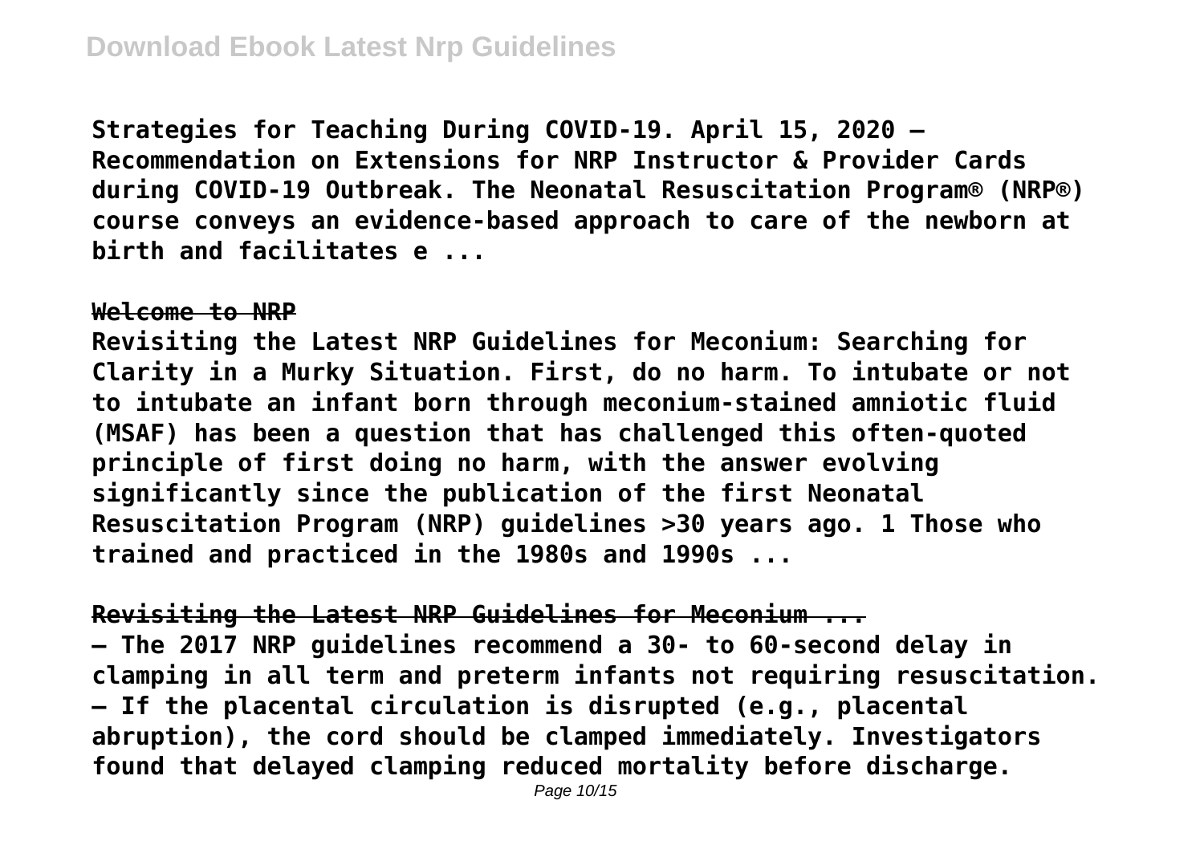**Strategies for Teaching During COVID-19. April 15, 2020 – Recommendation on Extensions for NRP Instructor & Provider Cards during COVID-19 Outbreak. The Neonatal Resuscitation Program® (NRP®) course conveys an evidence-based approach to care of the newborn at birth and facilitates e ...**

**Welcome to NRP**

**Revisiting the Latest NRP Guidelines for Meconium: Searching for Clarity in a Murky Situation. First, do no harm. To intubate or not to intubate an infant born through meconium-stained amniotic fluid (MSAF) has been a question that has challenged this often-quoted principle of first doing no harm, with the answer evolving significantly since the publication of the first Neonatal Resuscitation Program (NRP) guidelines >30 years ago. 1 Those who trained and practiced in the 1980s and 1990s ...**

**Revisiting the Latest NRP Guidelines for Meconium ...**

**– The 2017 NRP guidelines recommend a 30- to 60-second delay in clamping in all term and preterm infants not requiring resuscitation. – If the placental circulation is disrupted (e.g., placental abruption), the cord should be clamped immediately. Investigators found that delayed clamping reduced mortality before discharge.**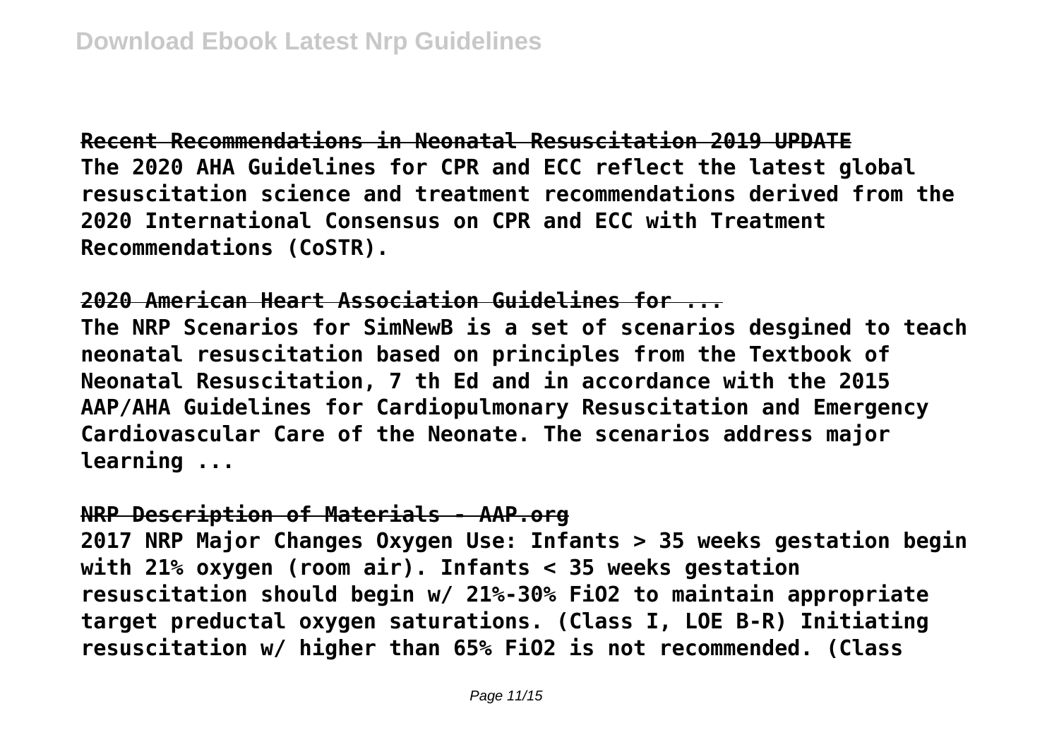**Recent Recommendations in Neonatal Resuscitation 2019 UPDATE**
**The 2020 AHA Guidelines for CPR and ECC reflect the latest global resuscitation science and treatment recommendations derived from the 2020 International Consensus on CPR and ECC with Treatment Recommendations (CoSTR).**

**2020 American Heart Association Guidelines for ...**
**The NRP Scenarios for SimNewB is a set of scenarios desgined to teach neonatal resuscitation based on principles from the Textbook of Neonatal Resuscitation, 7 th Ed and in accordance with the 2015 AAP/AHA Guidelines for Cardiopulmonary Resuscitation and Emergency Cardiovascular Care of the Neonate. The scenarios address major learning ...**

**NRP Description of Materials - AAP.org**
**2017 NRP Major Changes Oxygen Use: Infants > 35 weeks gestation begin with 21% oxygen (room air). Infants < 35 weeks gestation resuscitation should begin w/ 21%-30% FiO2 to maintain appropriate target preductal oxygen saturations. (Class I, LOE B-R) Initiating resuscitation w/ higher than 65% FiO2 is not recommended. (Class**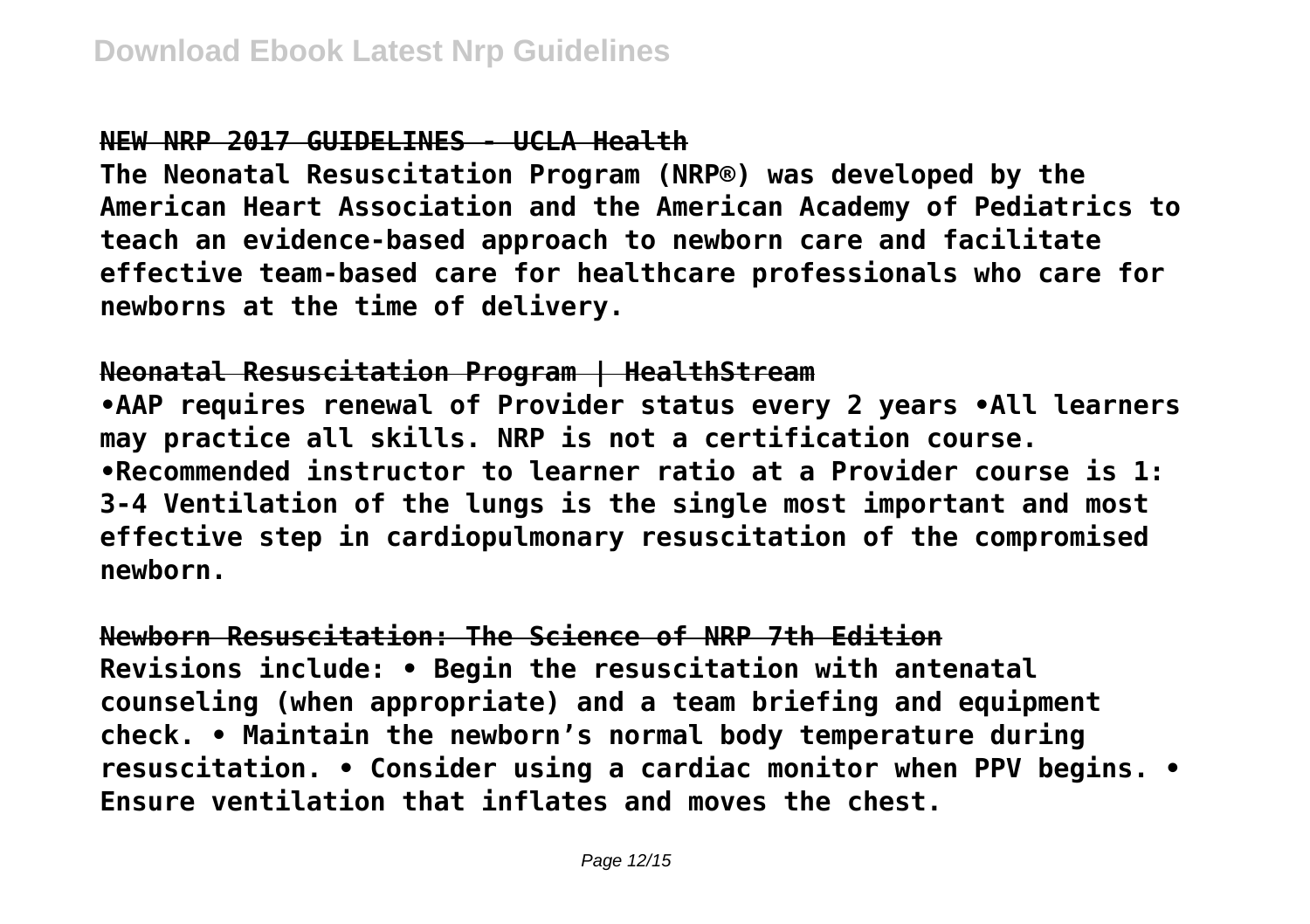## NEW NRP 2017 GUIDELINES - UCLA Health

**The Neonatal Resuscitation Program (NRP®) was developed by the American Heart Association and the American Academy of Pediatrics to teach an evidence-based approach to newborn care and facilitate effective team-based care for healthcare professionals who care for newborns at the time of delivery.**

## Neonatal Resuscitation Program | HealthStream

**•AAP requires renewal of Provider status every 2 years •All learners may practice all skills. NRP is not a certification course. •Recommended instructor to learner ratio at a Provider course is 1: 3-4 Ventilation of the lungs is the single most important and most effective step in cardiopulmonary resuscitation of the compromised newborn.**

## Newborn Resuscitation: The Science of NRP 7th Edition

**Revisions include: • Begin the resuscitation with antenatal counseling (when appropriate) and a team briefing and equipment check. • Maintain the newborn's normal body temperature during resuscitation. • Consider using a cardiac monitor when PPV begins. • Ensure ventilation that inflates and moves the chest.**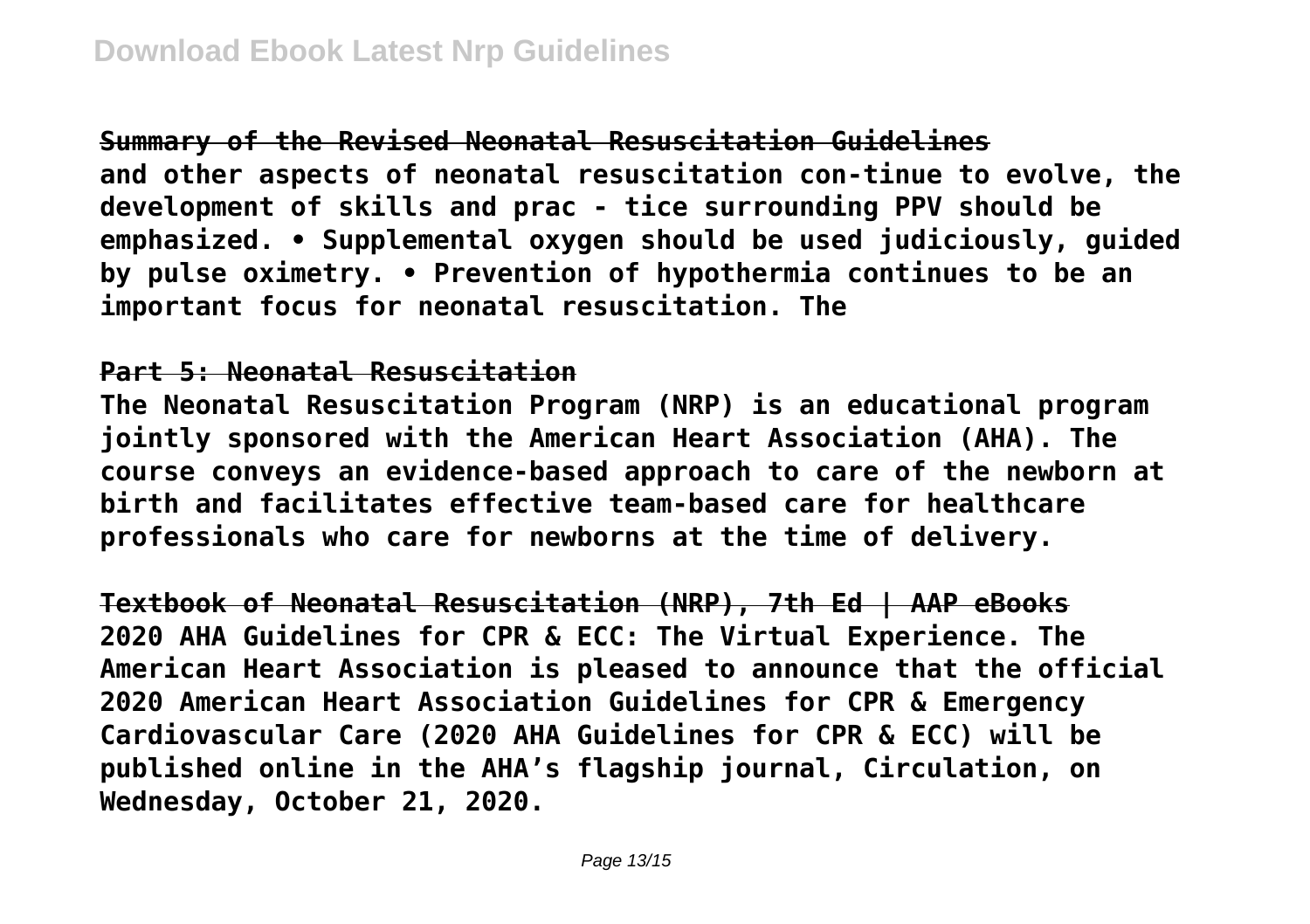## Summary of the Revised Neonatal Resuscitation Guidelines

and other aspects of neonatal resuscitation con-tinue to evolve, the development of skills and prac - tice surrounding PPV should be emphasized. • Supplemental oxygen should be used judiciously, guided by pulse oximetry. • Prevention of hypothermia continues to be an important focus for neonatal resuscitation. The

## Part 5: Neonatal Resuscitation

The Neonatal Resuscitation Program (NRP) is an educational program jointly sponsored with the American Heart Association (AHA). The course conveys an evidence-based approach to care of the newborn at birth and facilitates effective team-based care for healthcare professionals who care for newborns at the time of delivery.

## Textbook of Neonatal Resuscitation (NRP), 7th Ed | AAP eBooks

2020 AHA Guidelines for CPR & ECC: The Virtual Experience. The American Heart Association is pleased to announce that the official 2020 American Heart Association Guidelines for CPR & Emergency Cardiovascular Care (2020 AHA Guidelines for CPR & ECC) will be published online in the AHA's flagship journal, Circulation, on Wednesday, October 21, 2020.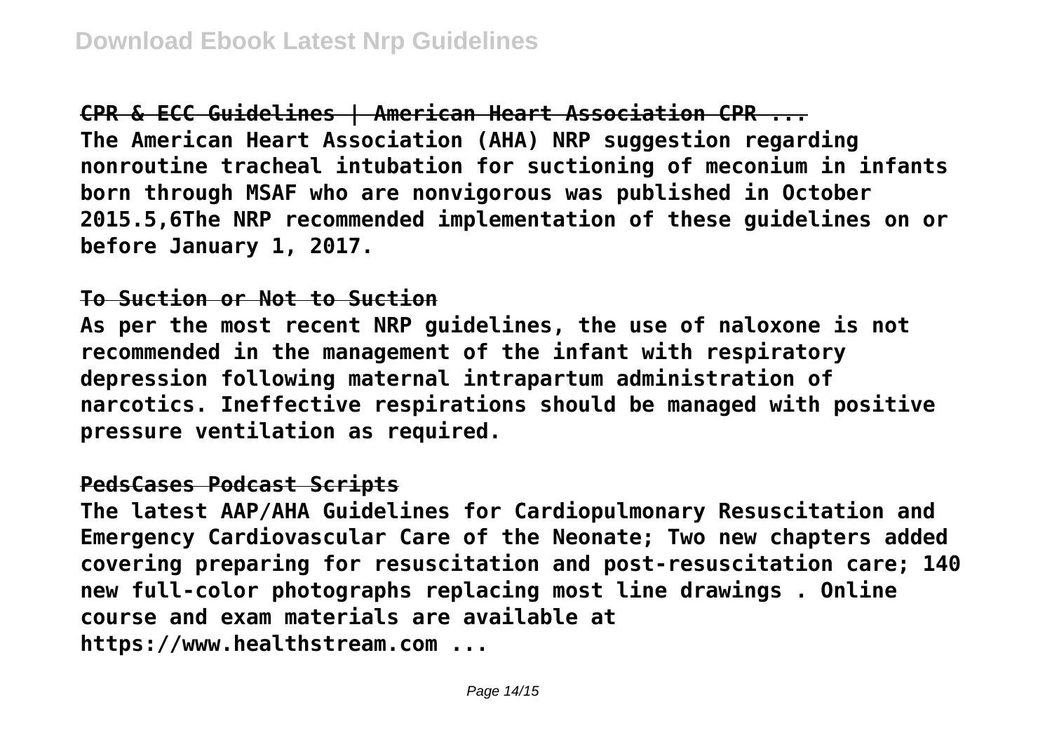**CPR & ECC Guidelines | American Heart Association CPR ...**

**The American Heart Association (AHA) NRP suggestion regarding nonroutine tracheal intubation for suctioning of meconium in infants born through MSAF who are nonvigorous was published in October 2015.5,6The NRP recommended implementation of these guidelines on or before January 1, 2017.**

**To Suction or Not to Suction**

**As per the most recent NRP guidelines, the use of naloxone is not recommended in the management of the infant with respiratory depression following maternal intrapartum administration of narcotics. Ineffective respirations should be managed with positive pressure ventilation as required.**

**PedsCases Podcast Scripts**

**The latest AAP/AHA Guidelines for Cardiopulmonary Resuscitation and Emergency Cardiovascular Care of the Neonate; Two new chapters added covering preparing for resuscitation and post-resuscitation care; 140 new full-color photographs replacing most line drawings . Online course and exam materials are available at https://www.healthstream.com ...**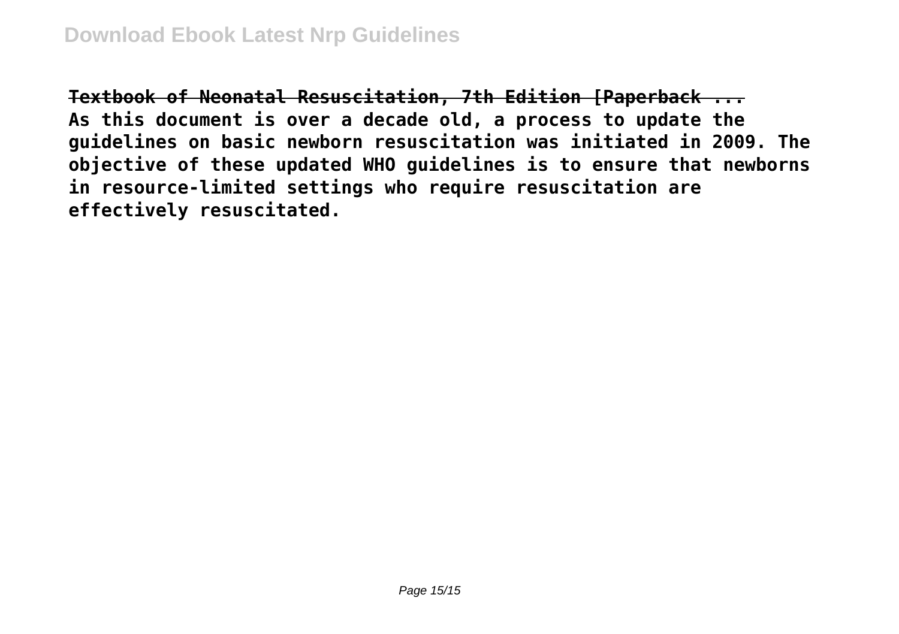**Textbook of Neonatal Resuscitation, 7th Edition [Paperback ...**

**As this document is over a decade old, a process to update the guidelines on basic newborn resuscitation was initiated in 2009. The objective of these updated WHO guidelines is to ensure that newborns in resource-limited settings who require resuscitation are effectively resuscitated.**